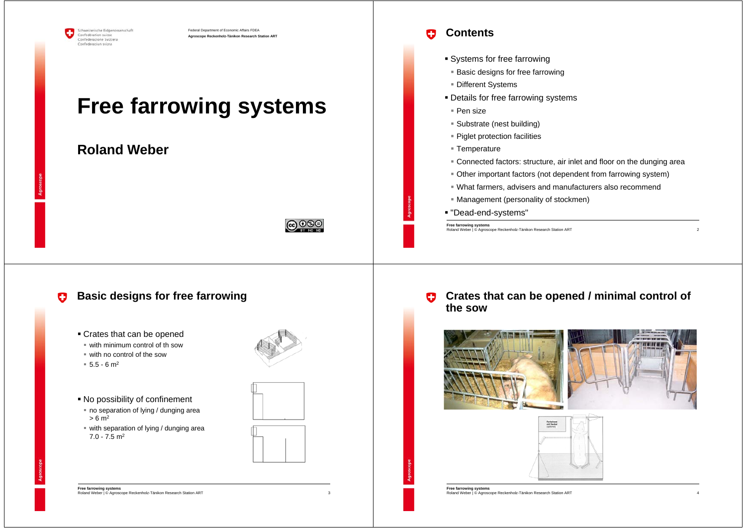Schweizerische Eidgenossenschaft
Confédération suisse
Confederazione Svizzera
Confederaziun svizra

Federal Department of Economic Affairs FDEA
**Agroscope Reckenholz-Tänikon Research Station ART**

# Free farrowing systems

## Roland Weber

# Contents

- Systems for free farrowing
  - Basic designs for free farrowing
  - Different Systems
- Details for free farrowing systems
  - Pen size
  - Substrate (nest building)
  - Piglet protection facilities
  - Temperature
  - Connected factors: structure, air inlet and floor on the dunging area
  - Other important factors (not dependent from farrowing system)
  - What farmers, advisers and manufacturers also recommend
  - Management (personality of stockmen)
- "Dead-end-systems"

# Basic designs for free farrowing

- Crates that can be opened
  - with minimum control of th sow
  - with no control of the sow
  - 5.5 - 6 $m^2$
- No possibility of confinement
  - no separation of lying / dunging area > 6 $m^2$
  - with separation of lying / dunging area 7.0 - 7.5 $m^2$

# Crates that can be opened / minimal control of the sow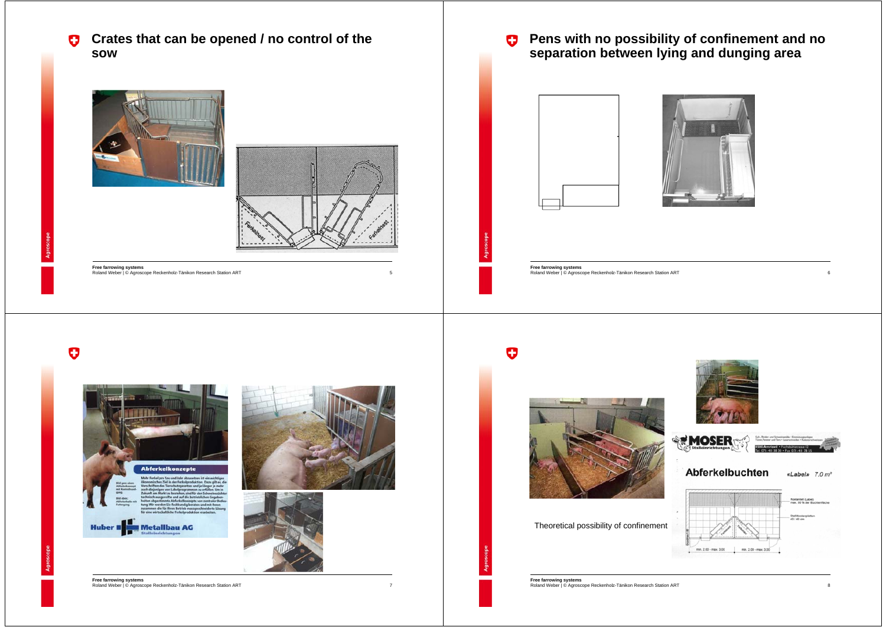## Crates that can be opened / no control of the sow

## Pens with no possibility of confinement and no separation between lying and dunging area

Theoretical possibility of confinement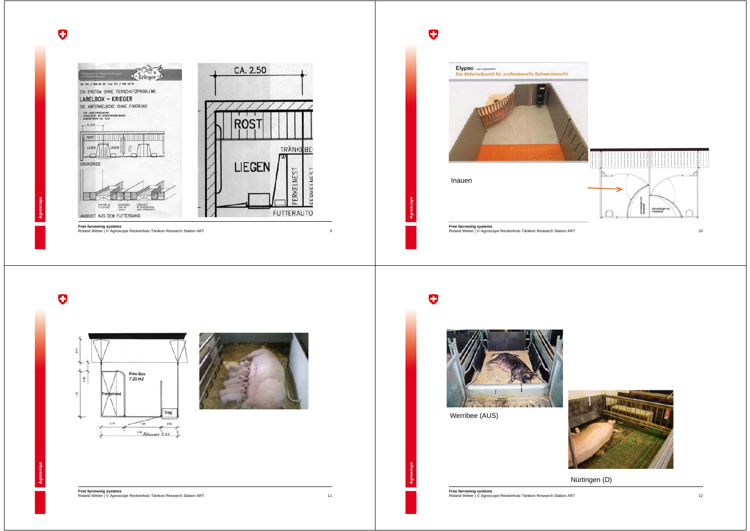Inauen

Werribee (AUS)

Nürtingen (D)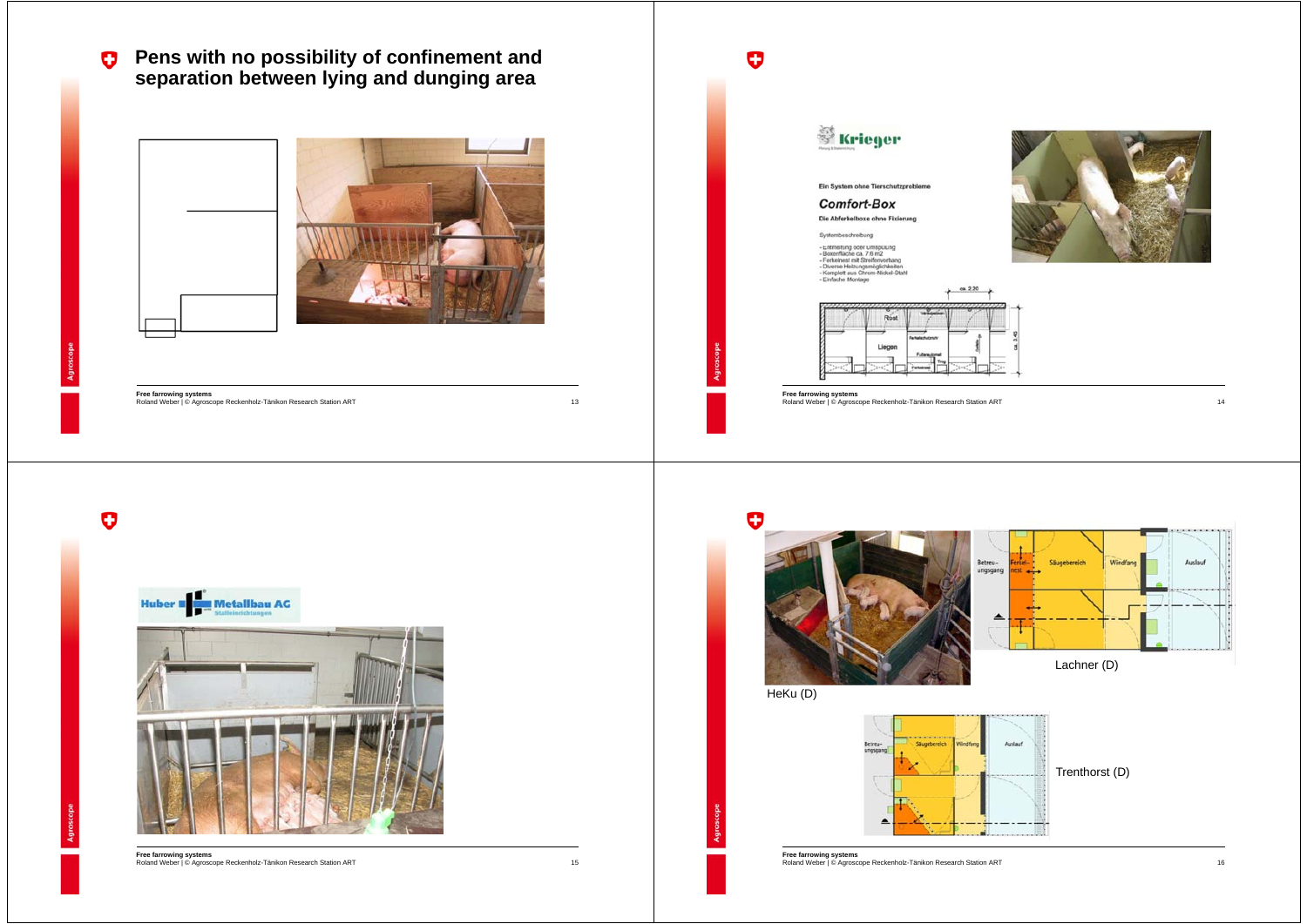## Pens with no possibility of confinement and separation between lying and dunging area

---

Krieger

Ein System ohne Tierschutzprobleme

*Comfort-Box*

Die Abferkelboxe ohne Fixierung

Systembeschreibung

- Entmistung oder Umspülung
- Boxenfläche ca. 7.6 m2
- Ferkelnest mit Streifenvorhang
- Diverse Heizungsmöglichkeiten
- Komplett aus Chrom-Nickel-Stahl
- Einfache Montage

---

Huber Metallbau AG

Stalleinrichtungen

---

HeKu (D)

Lachner (D)

Trenthorst (D)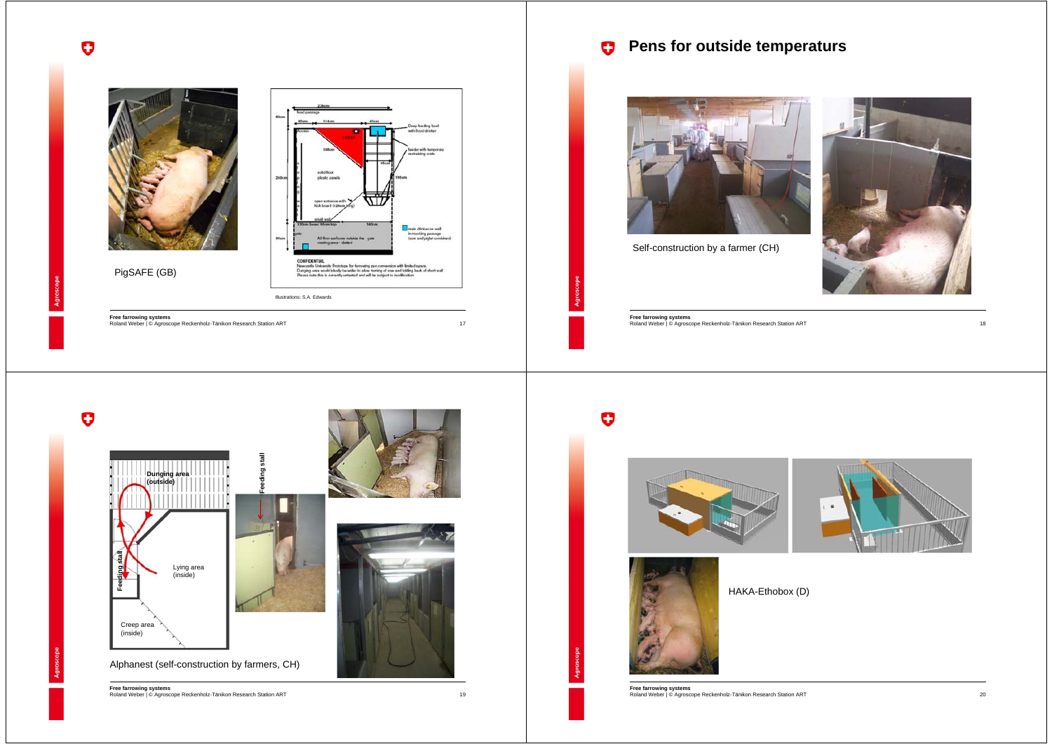PigSAFE (GB)

Illustrations: S.A. Edwards

## Pens for outside temperaturs

Self-construction by a farmer (CH)

Dunging area (outside)

Feeding stall

Lying area (inside)

Creep area (inside)

Alphanest (self-construction by farmers, CH)

HAKA-Ethobox (D)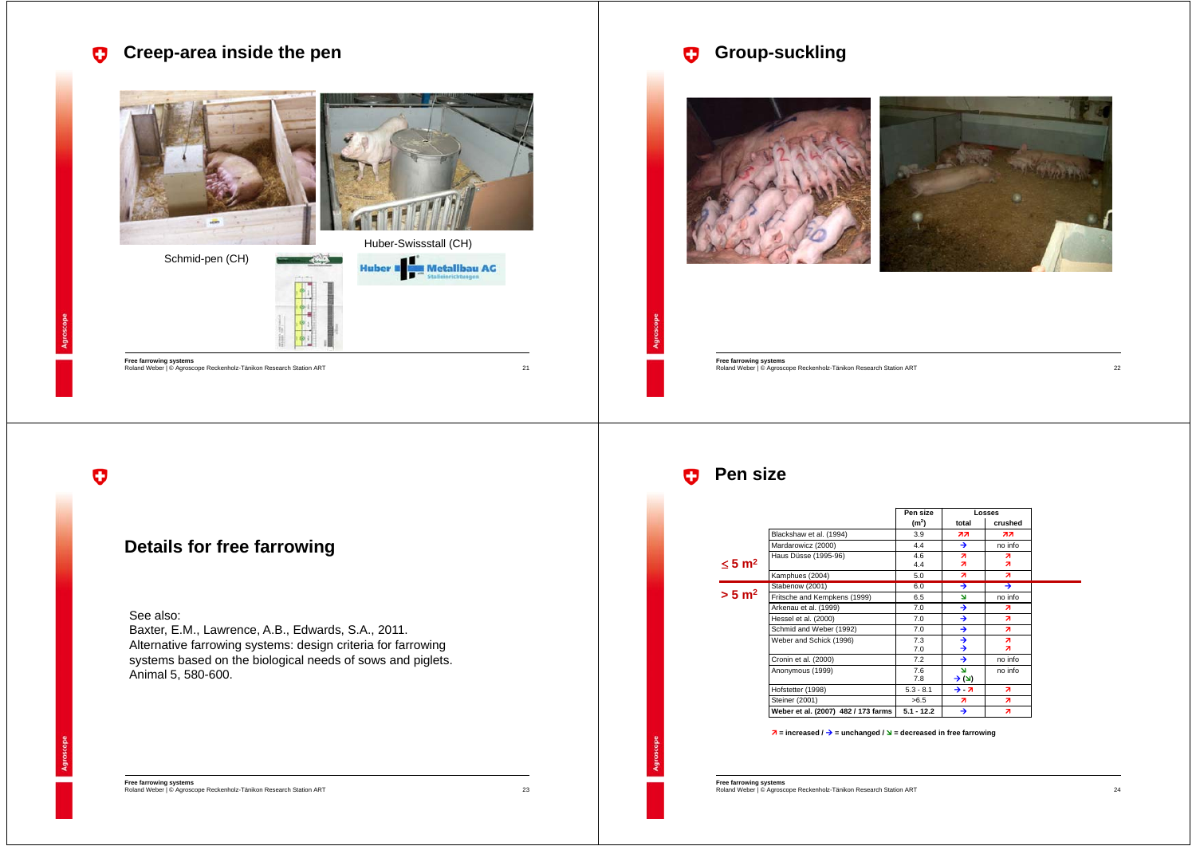## Creep-area inside the pen

Schmid-pen (CH)

Huber-Swissstall (CH)

## Group-suckling

## Details for free farrowing

See also:
Baxter, E.M., Lawrence, A.B., Edwards, S.A., 2011.
Alternative farrowing systems: design criteria for farrowing systems based on the biological needs of sows and piglets.
Animal 5, 580-600.

## Pen size

| | | Pen size ($m^2$) | Losses total | Losses crushed |
|---|---|---|---|---|
| ≤ 5 $m^2$ | Blackshaw et al. (1994) | 3.9 | ↗↗ | ↗↗ |
| | Mardarowicz (2000) | 4.4 | → | no info |
| | Haus Düsse (1995-96) | 4.6<br>4.4 | ↗<br>↗ | ↗<br>↗ |
| | Kamphues (2004) | 5.0 | ↗ | ↗ |
| > 5 $m^2$ | Stabenow (2001) | 6.0 | → | → |
| | Fritsche and Kempkens (1999) | 6.5 | ↘ | no info |
| | Arkenau et al. (1999) | 7.0 | → | ↗ |
| | Hessel et al. (2000) | 7.0 | → | ↗ |
| | Schmid and Weber (1992) | 7.0 | → | ↗ |
| | Weber and Schick (1996) | 7.3<br>7.0 | →<br>→ | ↗<br>↗ |
| | Cronin et al. (2000) | 7.2 | → | no info |
| | Anonymous (1999) | 7.6<br>7.8 | ↘<br>→ (↘) | no info |
| | Hofstetter (1998) | 5.3 - 8.1 | → - ↗ | ↗ |
| | Steiner (2001) | >6.5 | ↗ | ↗ |
| | **Weber et al. (2007) 482 / 173 farms** | **5.1 - 12.2** | → | ↗ |

↗ = increased / → = unchanged / ↘ = decreased in free farrowing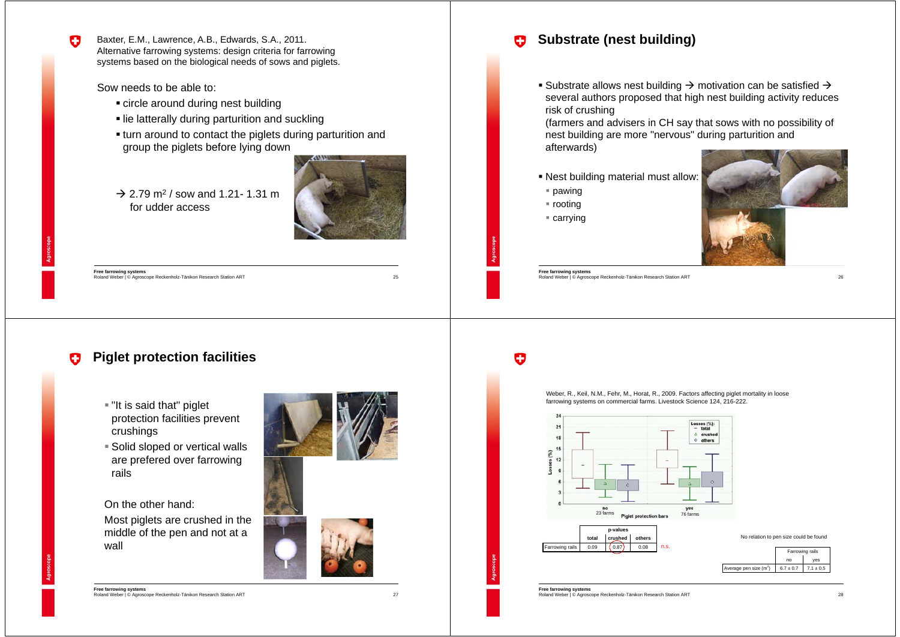Baxter, E.M., Lawrence, A.B., Edwards, S.A., 2011. Alternative farrowing systems: design criteria for farrowing systems based on the biological needs of sows and piglets.

Sow needs to be able to:

- circle around during nest building
- lie latterally during parturition and suckling
- turn around to contact the piglets during parturition and group the piglets before lying down

→ 2.79 m² / sow and 1.21- 1.31 m for udder access

# Substrate (nest building)

- Substrate allows nest building → motivation can be satisfied → several authors proposed that high nest building activity reduces risk of crushing (farmers and advisers in CH say that sows with no possibility of nest building are more "nervous" during parturition and afterwards)
- Nest building material must allow:
  - pawing
  - rooting
  - carrying

# Piglet protection facilities

- "It is said that" piglet protection facilities prevent crushings
- Solid sloped or vertical walls are prefered over farrowing rails

On the other hand:

Most piglets are crushed in the middle of the pen and not at a wall

Weber, R., Keil, N.M., Fehr, M., Horat, R., 2009. Factors affecting piglet mortality in loose farrowing systems on commercial farms. Livestock Science 124, 216-222.

| | p-values | | |
|---|---|---|---|
| | total | crushed | others |
| Farrowing rails | 0.09 | 0.87 | 0.08 |

n.s.

No relation to pen size could be found

| | Farrowing rails | |
|---|---|---|
| | no | yes |
| Average pen size (m²) | 6.7 ± 0.7 | 7.1 ± 0.5 |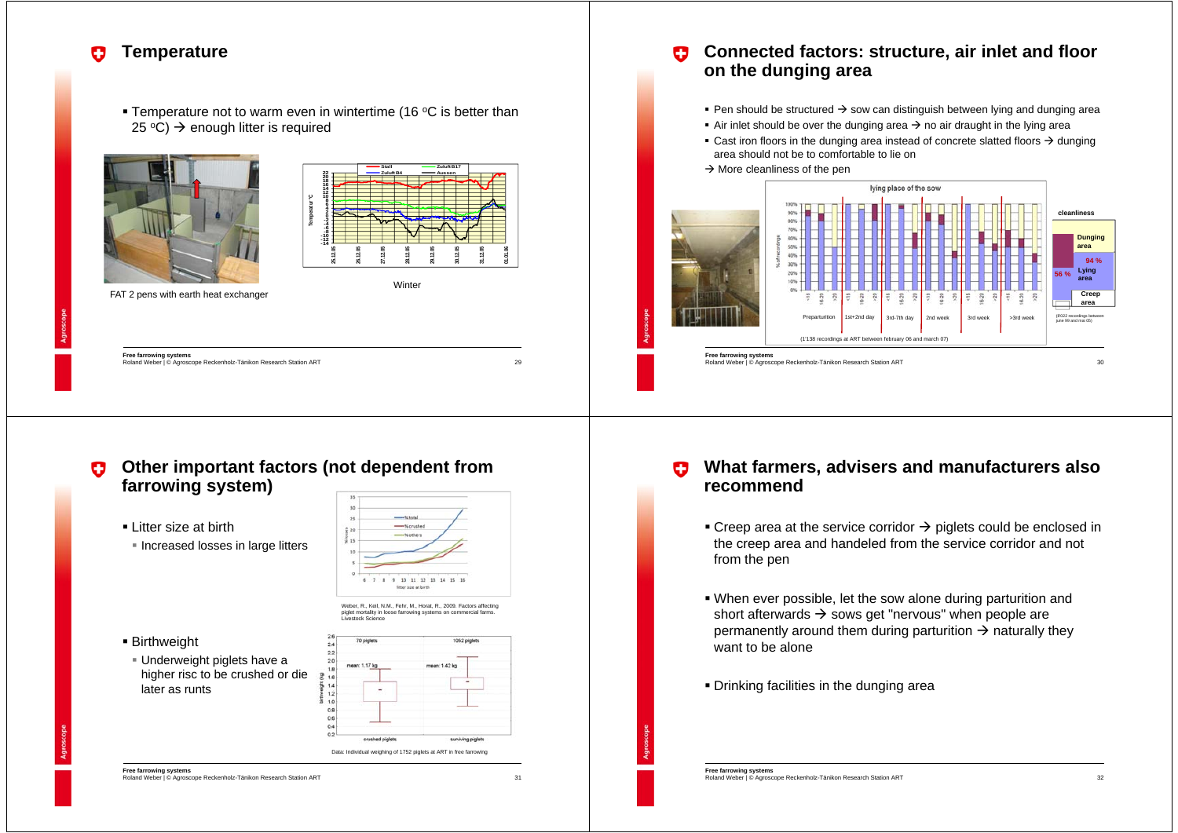# Temperature

- Temperature not to warm even in wintertime (16 °C is better than 25 °C) → enough litter is required

FAT 2 pens with earth heat exchanger

Winter

# Connected factors: structure, air inlet and floor on the dunging area

- Pen should be structured → sow can distinguish between lying and dunging area
- Air inlet should be over the dunging area → no air draught in the lying area
- Cast iron floors in the dunging area instead of concrete slatted floors → dunging area should not be to comfortable to lie on

→ More cleanliness of the pen

lying place of the sow

(1'138 recordings at ART between february 06 and march 07)

cleanliness

Dunging area

Lying area

Creep area

94 %

56 %

(8'022 recordings between june 99 and mai 05)

# Other important factors (not dependent from farrowing system)

- Litter size at birth
  - Increased losses in large litters

Weber, R., Keil, N.M., Fehr, M., Horat, R., 2009. Factors affecting piglet mortality in loose farrowing systems on commercial farms. Livestock Science

- Birthweight
  - Underweight piglets have a higher risc to be crushed or die later as runts

Data: Individual weighing of 1752 piglets at ART in free farrowing

# What farmers, advisers and manufacturers also recommend

- Creep area at the service corridor → piglets could be enclosed in the creep area and handeled from the service corridor and not from the pen
- When ever possible, let the sow alone during parturition and short afterwards → sows get "nervous" when people are permanently around them during parturition → naturally they want to be alone
- Drinking facilities in the dunging area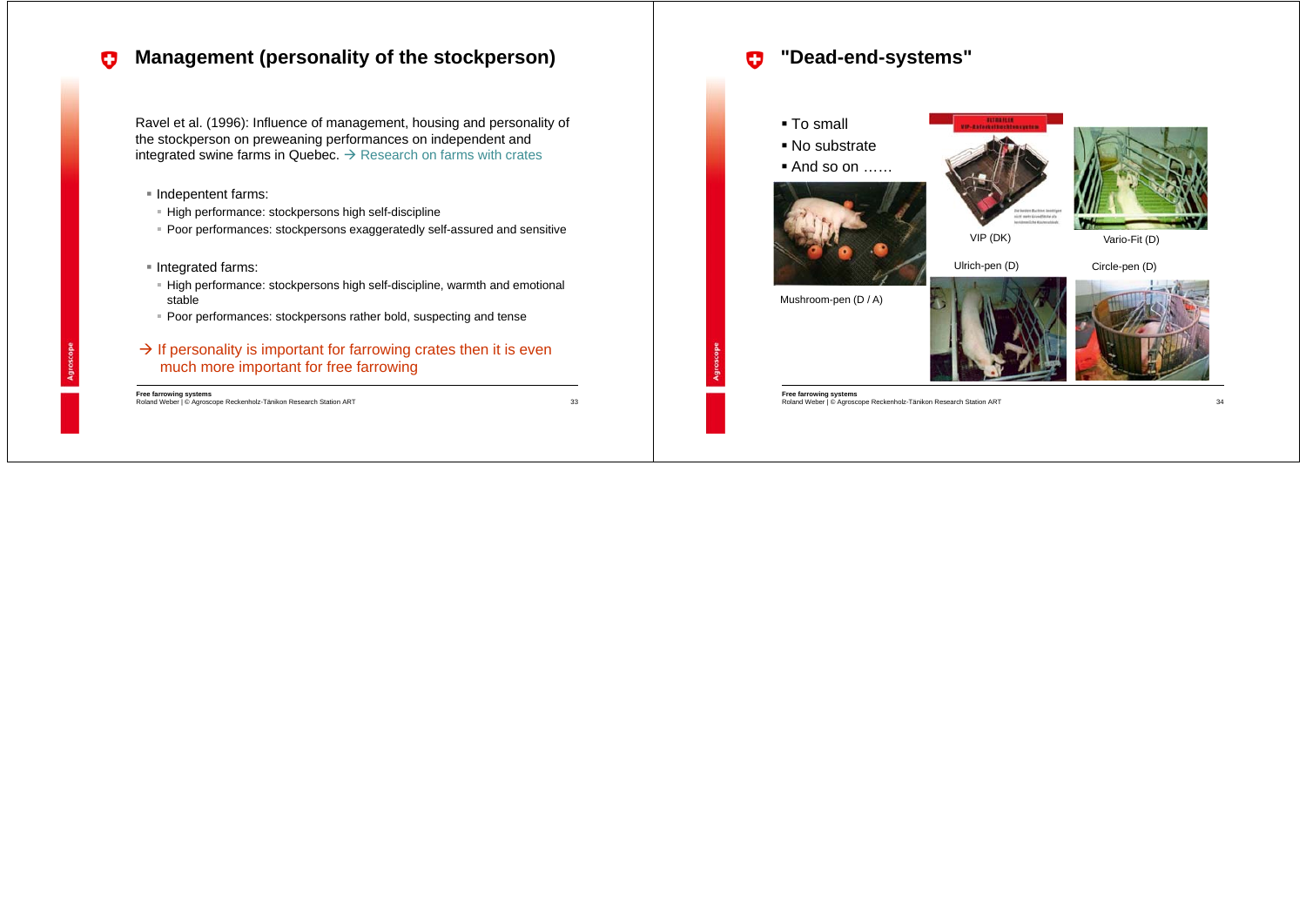## Management (personality of the stockperson)

Ravel et al. (1996): Influence of management, housing and personality of the stockperson on preweaning performances on independent and integrated swine farms in Quebec. → Research on farms with crates

- Indepentent farms:
  - High performance: stockpersons high self-discipline
  - Poor performances: stockpersons exaggeratedly self-assured and sensitive
- Integrated farms:
  - High performance: stockpersons high self-discipline, warmth and emotional stable
  - Poor performances: stockpersons rather bold, suspecting and tense

→ If personality is important for farrowing crates then it is even much more important for free farrowing

## "Dead-end-systems"

- To small
- No substrate
- And so on ……

VIP (DK)

Vario-Fit (D)

Mushroom-pen (D / A)

Ulrich-pen (D)

Circle-pen (D)